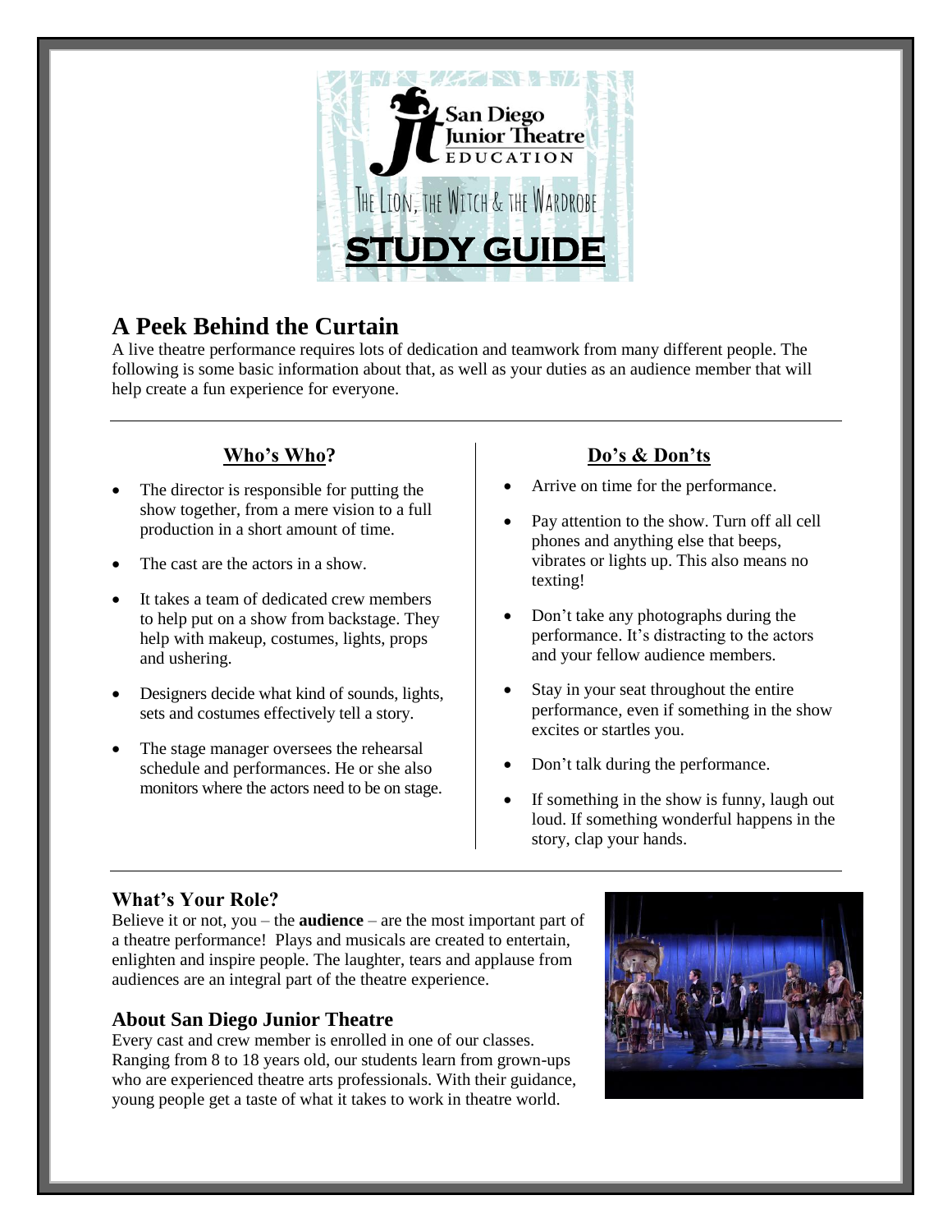San Diego Junior Theatre EDUCATION

THE LION, THE WITCH & THE WARDROBE

# STUDY GUIDE

## A Peek Behind the Curtain

A live theatre performance requires lots of dedication and teamwork from many different people. The following is some basic information about that, as well as your duties as an audience member that will help create a fun experience for everyone.

### Who's Who?

- The director is responsible for putting the show together, from a mere vision to a full production in a short amount of time.
- The cast are the actors in a show.
- It takes a team of dedicated crew members to help put on a show from backstage. They help with makeup, costumes, lights, props and ushering.
- Designers decide what kind of sounds, lights, sets and costumes effectively tell a story.
- The stage manager oversees the rehearsal schedule and performances. He or she also monitors where the actors need to be on stage.

### Do's & Don'ts

- Arrive on time for the performance.
- Pay attention to the show. Turn off all cell phones and anything else that beeps, vibrates or lights up. This also means no texting!
- Don't take any photographs during the performance. It's distracting to the actors and your fellow audience members.
- Stay in your seat throughout the entire performance, even if something in the show excites or startles you.
- Don't talk during the performance.
- If something in the show is funny, laugh out loud. If something wonderful happens in the story, clap your hands.

### What's Your Role?

Believe it or not, you – the **audience** – are the most important part of a theatre performance! Plays and musicals are created to entertain, enlighten and inspire people. The laughter, tears and applause from audiences are an integral part of the theatre experience.

### About San Diego Junior Theatre

Every cast and crew member is enrolled in one of our classes. Ranging from 8 to 18 years old, our students learn from grown-ups who are experienced theatre arts professionals. With their guidance, young people get a taste of what it takes to work in theatre world.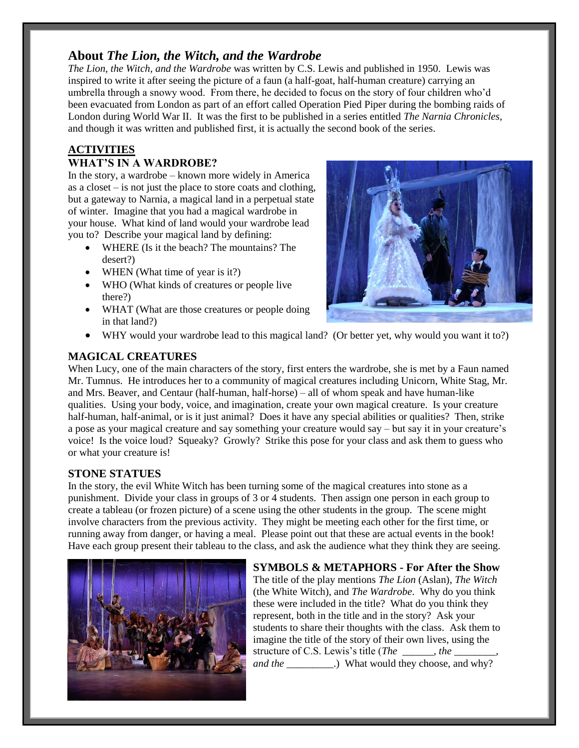## About *The Lion, the Witch, and the Wardrobe*

*The Lion, the Witch, and the Wardrobe* was written by C.S. Lewis and published in 1950. Lewis was inspired to write it after seeing the picture of a faun (a half-goat, half-human creature) carrying an umbrella through a snowy wood. From there, he decided to focus on the story of four children who'd been evacuated from London as part of an effort called Operation Pied Piper during the bombing raids of London during World War II. It was the first to be published in a series entitled *The Narnia Chronicles*, and though it was written and published first, it is actually the second book of the series.

### ACTIVITIES

### WHAT'S IN A WARDROBE?

In the story, a wardrobe – known more widely in America as a closet – is not just the place to store coats and clothing, but a gateway to Narnia, a magical land in a perpetual state of winter. Imagine that you had a magical wardrobe in your house. What kind of land would your wardrobe lead you to? Describe your magical land by defining:

- WHERE (Is it the beach? The mountains? The desert?)
- WHEN (What time of year is it?)
- WHO (What kinds of creatures or people live there?)
- WHAT (What are those creatures or people doing in that land?)
- WHY would your wardrobe lead to this magical land? (Or better yet, why would you want it to?)

### MAGICAL CREATURES

When Lucy, one of the main characters of the story, first enters the wardrobe, she is met by a Faun named Mr. Tumnus. He introduces her to a community of magical creatures including Unicorn, White Stag, Mr. and Mrs. Beaver, and Centaur (half-human, half-horse) – all of whom speak and have human-like qualities. Using your body, voice, and imagination, create your own magical creature. Is your creature half-human, half-animal, or is it just animal? Does it have any special abilities or qualities? Then, strike a pose as your magical creature and say something your creature would say – but say it in your creature's voice! Is the voice loud? Squeaky? Growly? Strike this pose for your class and ask them to guess who or what your creature is!

### STONE STATUES

In the story, the evil White Witch has been turning some of the magical creatures into stone as a punishment. Divide your class in groups of 3 or 4 students. Then assign one person in each group to create a tableau (or frozen picture) of a scene using the other students in the group. The scene might involve characters from the previous activity. They might be meeting each other for the first time, or running away from danger, or having a meal. Please point out that these are actual events in the book! Have each group present their tableau to the class, and ask the audience what they think they are seeing.

### SYMBOLS & METAPHORS - For After the Show

The title of the play mentions *The Lion* (Aslan), *The Witch* (the White Witch), and *The Wardrobe*. Why do you think these were included in the title? What do you think they represent, both in the title and in the story? Ask your students to share their thoughts with the class. Ask them to imagine the title of the story of their own lives, using the structure of C.S. Lewis's title (*The* ______, *the* ________, *and the* _________.) What would they choose, and why?